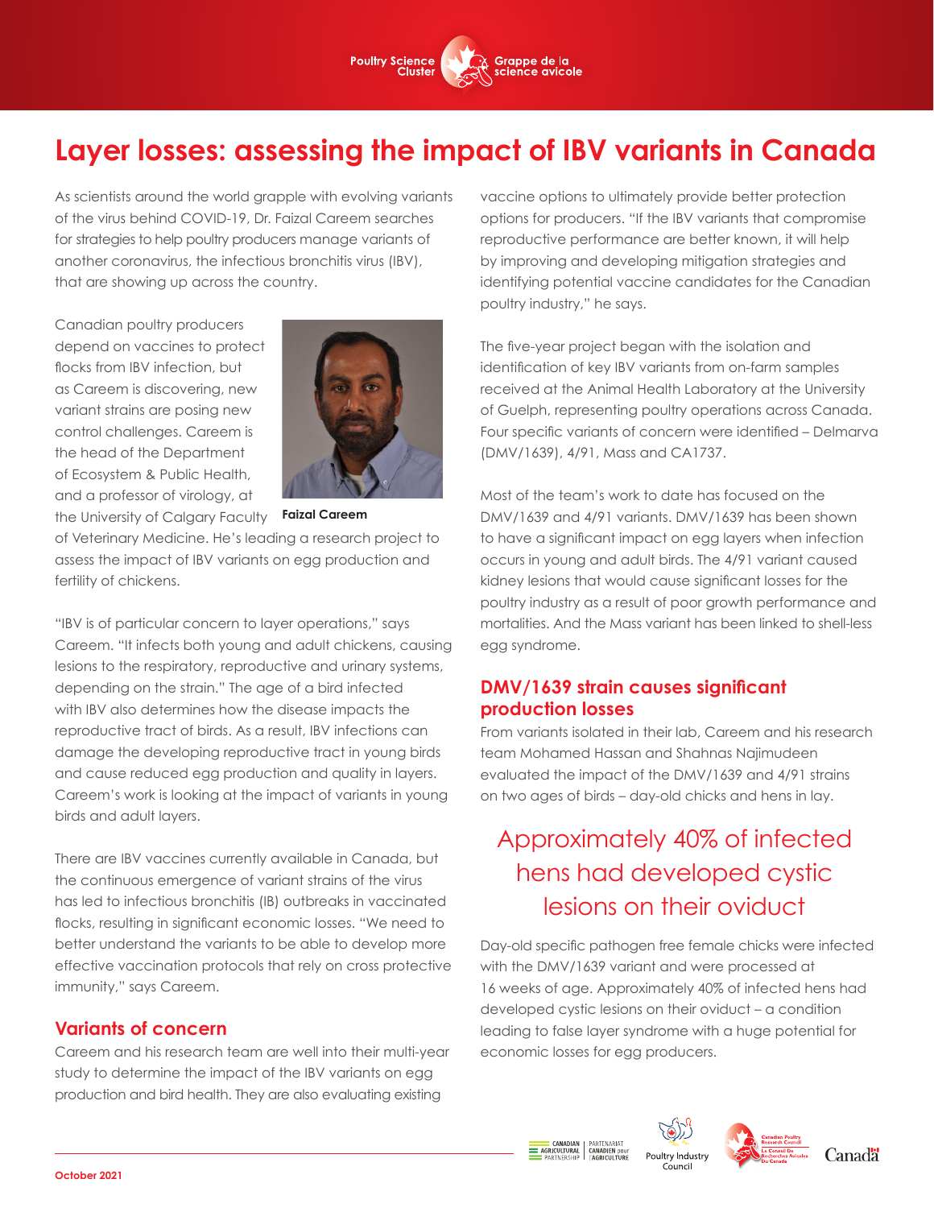# Layer losses: assessing the impact of IBV variants in Canada

As scientists around the world grapple with evolving variants of the virus behind COVID-19, Dr. Faizal Careem searches for strategies to help poultry producers manage variants of another coronavirus, the infectious bronchitis virus (IBV), that are showing up across the country.

Canadian poultry producers depend on vaccines to protect flocks from IBV infection, but as Careem is discovering, new variant strains are posing new control challenges. Careem is the head of the Department of Ecosystem & Public Health, and a professor of virology, at the University of Calgary Faculty of Veterinary Medicine. He's leading a research project to assess the impact of IBV variants on egg production and fertility of chickens.

**Faizal Careem**

"IBV is of particular concern to layer operations," says Careem. "It infects both young and adult chickens, causing lesions to the respiratory, reproductive and urinary systems, depending on the strain." The age of a bird infected with IBV also determines how the disease impacts the reproductive tract of birds. As a result, IBV infections can damage the developing reproductive tract in young birds and cause reduced egg production and quality in layers. Careem's work is looking at the impact of variants in young birds and adult layers.

There are IBV vaccines currently available in Canada, but the continuous emergence of variant strains of the virus has led to infectious bronchitis (IB) outbreaks in vaccinated flocks, resulting in significant economic losses. "We need to better understand the variants to be able to develop more effective vaccination protocols that rely on cross protective immunity," says Careem.

## Variants of concern

Careem and his research team are well into their multi-year study to determine the impact of the IBV variants on egg production and bird health. They are also evaluating existing vaccine options to ultimately provide better protection options for producers. "If the IBV variants that compromise reproductive performance are better known, it will help by improving and developing mitigation strategies and identifying potential vaccine candidates for the Canadian poultry industry," he says.

The five-year project began with the isolation and identification of key IBV variants from on-farm samples received at the Animal Health Laboratory at the University of Guelph, representing poultry operations across Canada. Four specific variants of concern were identified – Delmarva (DMV/1639), 4/91, Mass and CA1737.

Most of the team's work to date has focused on the DMV/1639 and 4/91 variants. DMV/1639 has been shown to have a significant impact on egg layers when infection occurs in young and adult birds. The 4/91 variant caused kidney lesions that would cause significant losses for the poultry industry as a result of poor growth performance and mortalities. And the Mass variant has been linked to shell-less egg syndrome.

## DMV/1639 strain causes significant production losses

From variants isolated in their lab, Careem and his research team Mohamed Hassan and Shahnas Najimudeen evaluated the impact of the DMV/1639 and 4/91 strains on two ages of birds – day-old chicks and hens in lay.

> Approximately 40% of infected hens had developed cystic lesions on their oviduct

Day-old specific pathogen free female chicks were infected with the DMV/1639 variant and were processed at 16 weeks of age. Approximately 40% of infected hens had developed cystic lesions on their oviduct – a condition leading to false layer syndrome with a huge potential for economic losses for egg producers.

October 2021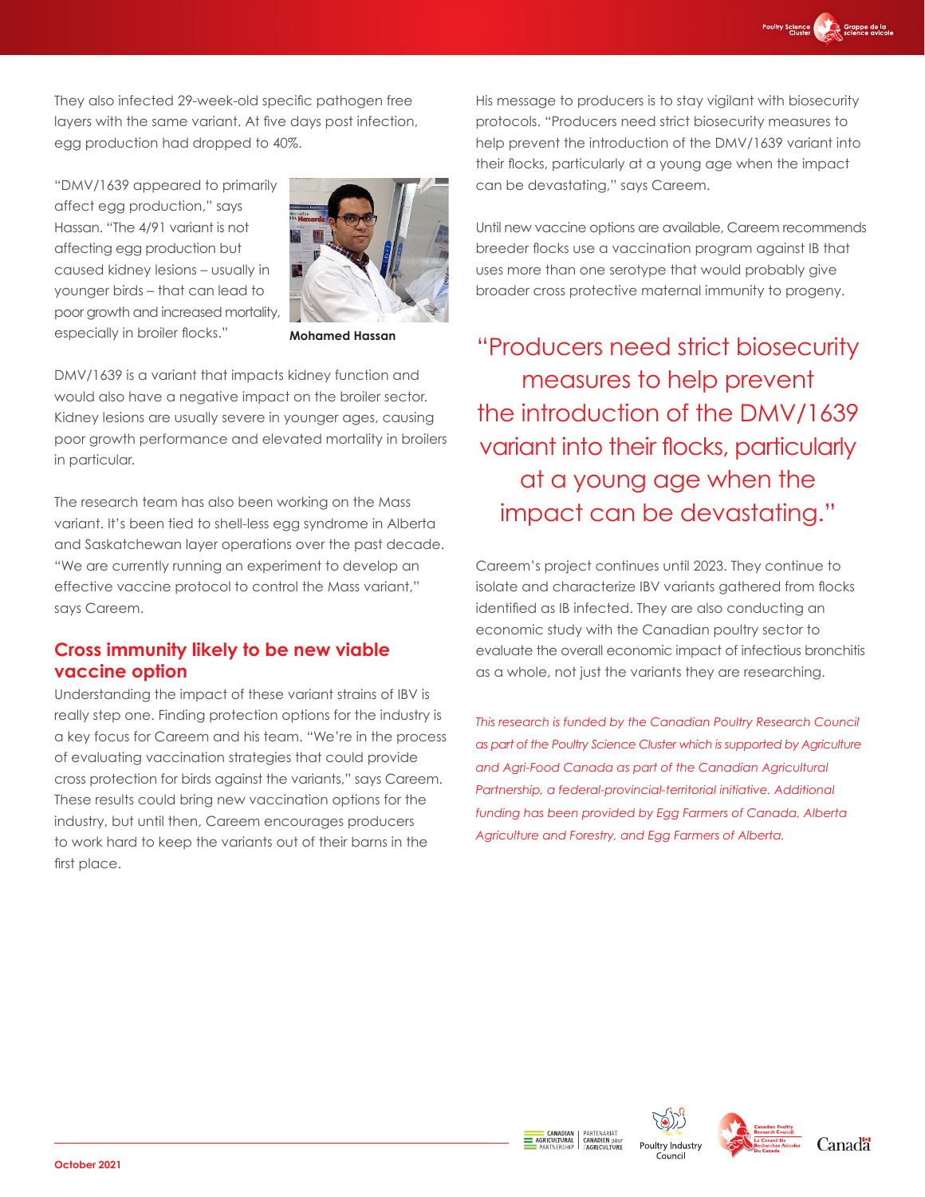They also infected 29-week-old specific pathogen free layers with the same variant. At five days post infection, egg production had dropped to 40%.

"DMV/1639 appeared to primarily affect egg production," says Hassan. "The 4/91 variant is not affecting egg production but caused kidney lesions – usually in younger birds – that can lead to poor growth and increased mortality, especially in broiler flocks."

**Mohamed Hassan**

DMV/1639 is a variant that impacts kidney function and would also have a negative impact on the broiler sector. Kidney lesions are usually severe in younger ages, causing poor growth performance and elevated mortality in broilers in particular.

The research team has also been working on the Mass variant. It's been tied to shell-less egg syndrome in Alberta and Saskatchewan layer operations over the past decade. "We are currently running an experiment to develop an effective vaccine protocol to control the Mass variant," says Careem.

## Cross immunity likely to be new viable vaccine option

Understanding the impact of these variant strains of IBV is really step one. Finding protection options for the industry is a key focus for Careem and his team. "We're in the process of evaluating vaccination strategies that could provide cross protection for birds against the variants," says Careem. These results could bring new vaccination options for the industry, but until then, Careem encourages producers to work hard to keep the variants out of their barns in the first place.

His message to producers is to stay vigilant with biosecurity protocols. "Producers need strict biosecurity measures to help prevent the introduction of the DMV/1639 variant into their flocks, particularly at a young age when the impact can be devastating," says Careem.

Until new vaccine options are available, Careem recommends breeder flocks use a vaccination program against IB that uses more than one serotype that would probably give broader cross protective maternal immunity to progeny.

> "Producers need strict biosecurity measures to help prevent the introduction of the DMV/1639 variant into their flocks, particularly at a young age when the impact can be devastating."

Careem's project continues until 2023. They continue to isolate and characterize IBV variants gathered from flocks identified as IB infected. They are also conducting an economic study with the Canadian poultry sector to evaluate the overall economic impact of infectious bronchitis as a whole, not just the variants they are researching.

*This research is funded by the Canadian Poultry Research Council as part of the Poultry Science Cluster which is supported by Agriculture and Agri-Food Canada as part of the Canadian Agricultural Partnership, a federal-provincial-territorial initiative. Additional funding has been provided by Egg Farmers of Canada, Alberta Agriculture and Forestry, and Egg Farmers of Alberta.*

October 2021